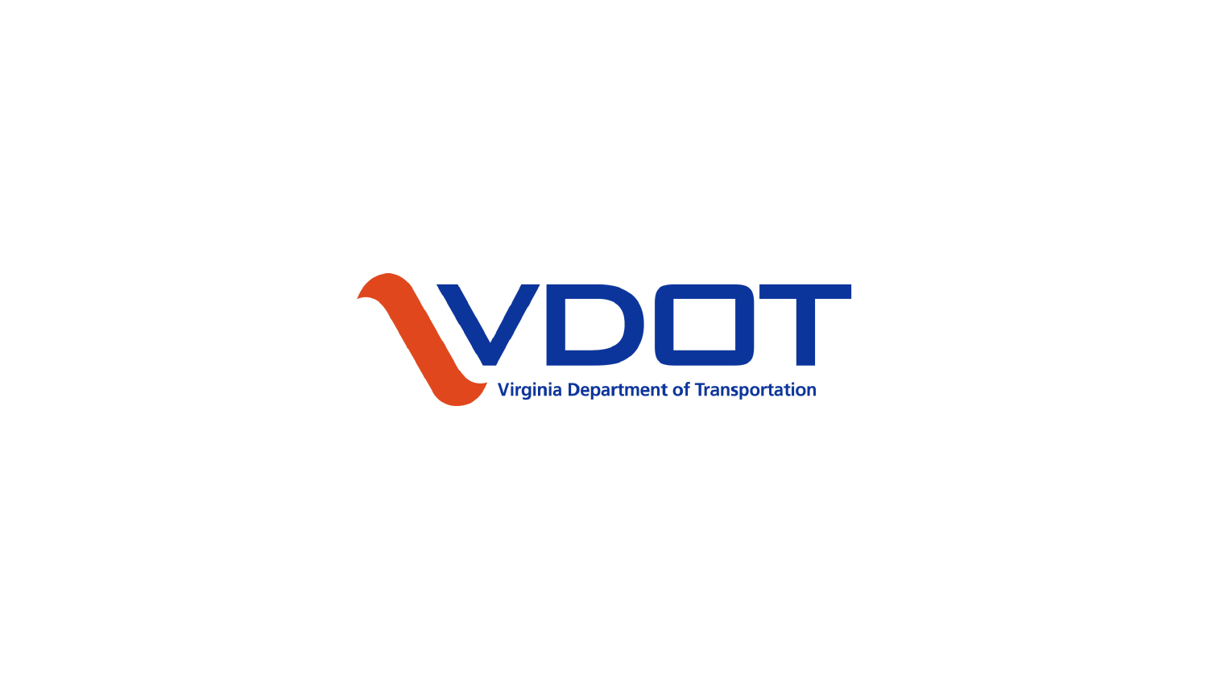# VDOT

Virginia Department of Transportation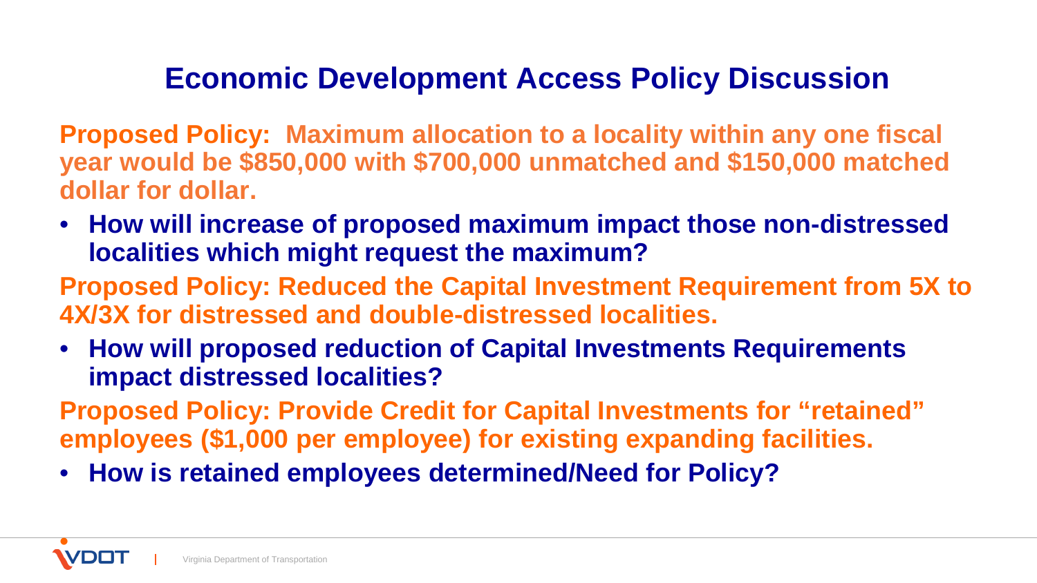# Economic Development Access Policy Discussion

**Proposed Policy: Maximum allocation to a locality within any one fiscal year would be $850,000 with $700,000 unmatched and $150,000 matched dollar for dollar.**

- **How will increase of proposed maximum impact those non-distressed localities which might request the maximum?**

**Proposed Policy: Reduced the Capital Investment Requirement from 5X to 4X/3X for distressed and double-distressed localities.**

- **How will proposed reduction of Capital Investments Requirements impact distressed localities?**

**Proposed Policy: Provide Credit for Capital Investments for "retained" employees ($1,000 per employee) for existing expanding facilities.**

- **How is retained employees determined/Need for Policy?**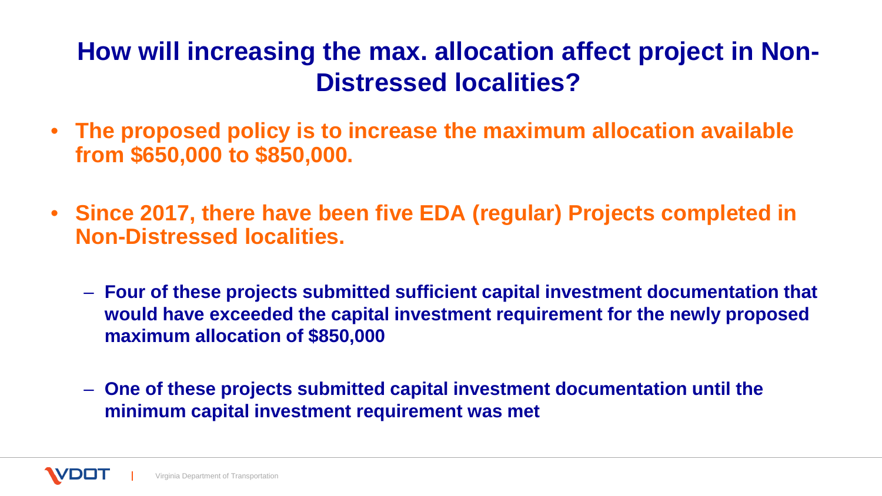## How will increasing the max. allocation affect project in Non-Distressed localities?

- **The proposed policy is to increase the maximum allocation available from $650,000 to $850,000.**
- **Since 2017, there have been five EDA (regular) Projects completed in Non-Distressed localities.**
  - **Four of these projects submitted sufficient capital investment documentation that would have exceeded the capital investment requirement for the newly proposed maximum allocation of $850,000**
  - **One of these projects submitted capital investment documentation until the minimum capital investment requirement was met**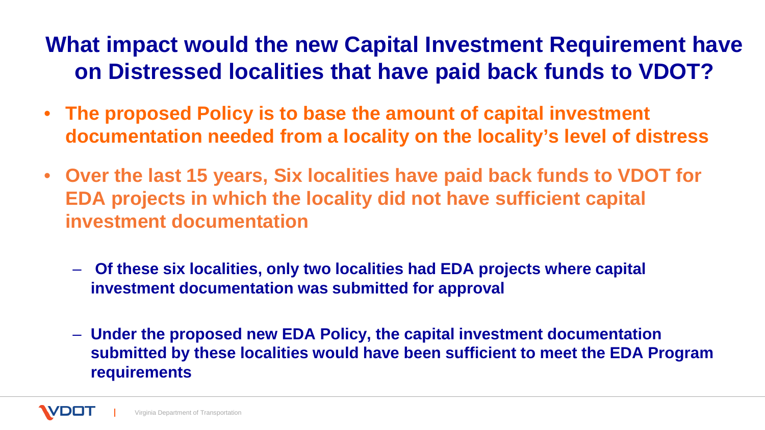# What impact would the new Capital Investment Requirement have on Distressed localities that have paid back funds to VDOT?

- **The proposed Policy is to base the amount of capital investment documentation needed from a locality on the locality's level of distress**
- **Over the last 15 years, Six localities have paid back funds to VDOT for EDA projects in which the locality did not have sufficient capital investment documentation**
  - **Of these six localities, only two localities had EDA projects where capital investment documentation was submitted for approval**
  - **Under the proposed new EDA Policy, the capital investment documentation submitted by these localities would have been sufficient to meet the EDA Program requirements**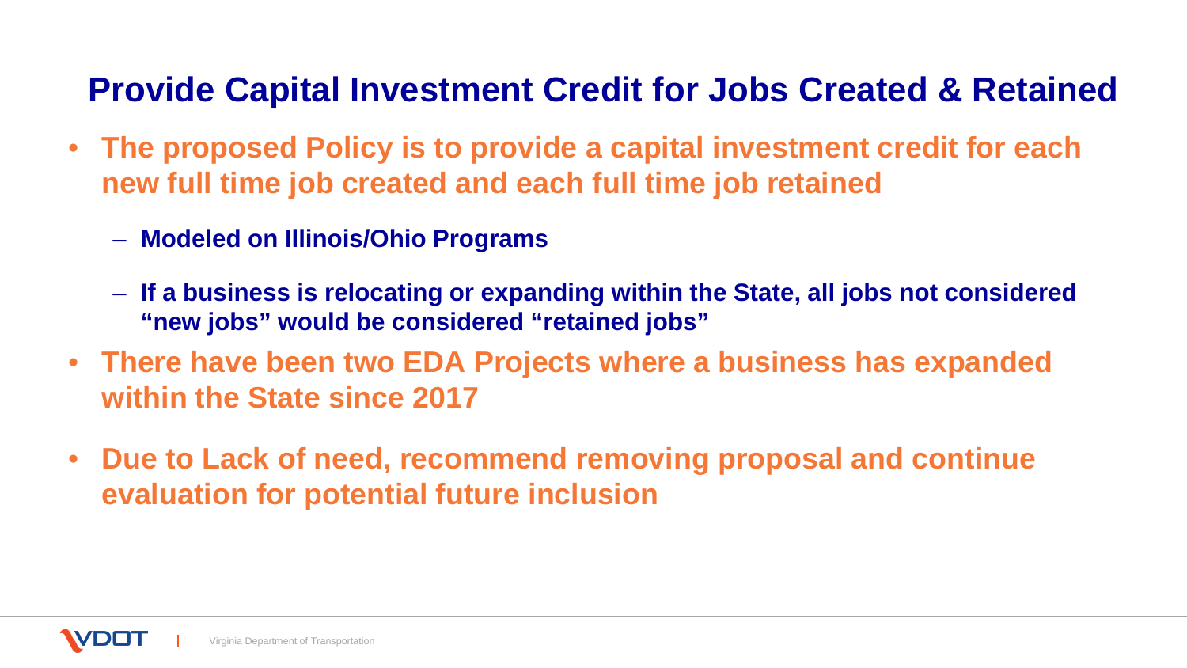## Provide Capital Investment Credit for Jobs Created & Retained

- **The proposed Policy is to provide a capital investment credit for each new full time job created and each full time job retained**
  - **Modeled on Illinois/Ohio Programs**
  - **If a business is relocating or expanding within the State, all jobs not considered "new jobs" would be considered "retained jobs"**
- **There have been two EDA Projects where a business has expanded within the State since 2017**
- **Due to Lack of need, recommend removing proposal and continue evaluation for potential future inclusion**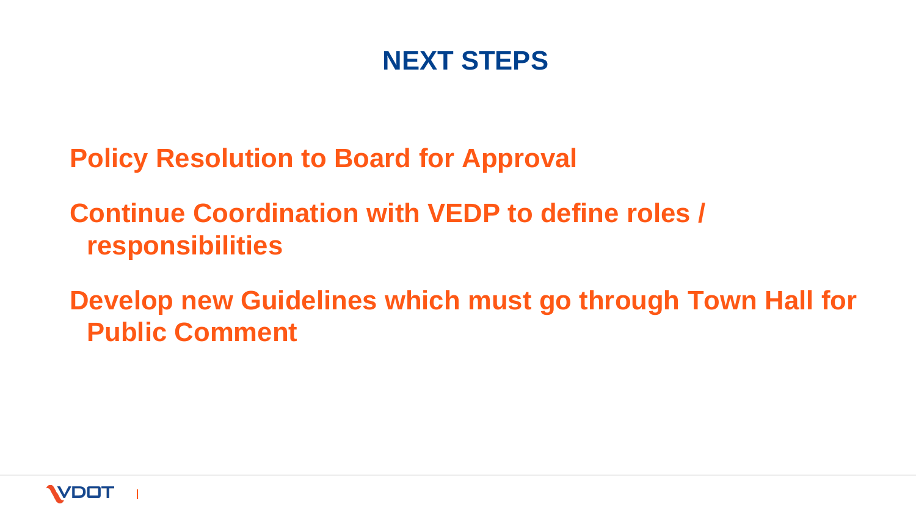# NEXT STEPS

Policy Resolution to Board for Approval

Continue Coordination with VEDP to define roles / responsibilities

Develop new Guidelines which must go through Town Hall for Public Comment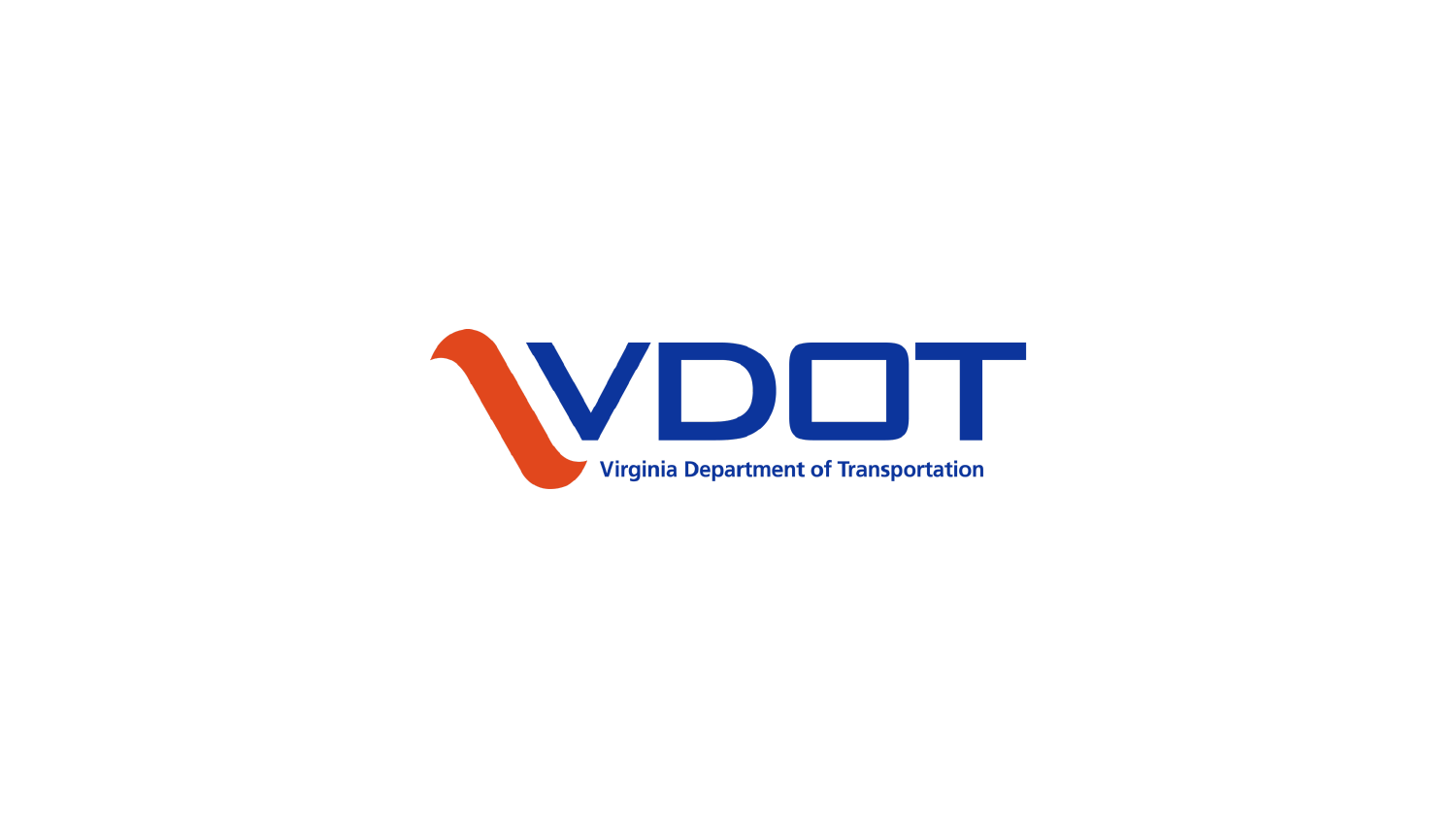VDOT

Virginia Department of Transportation